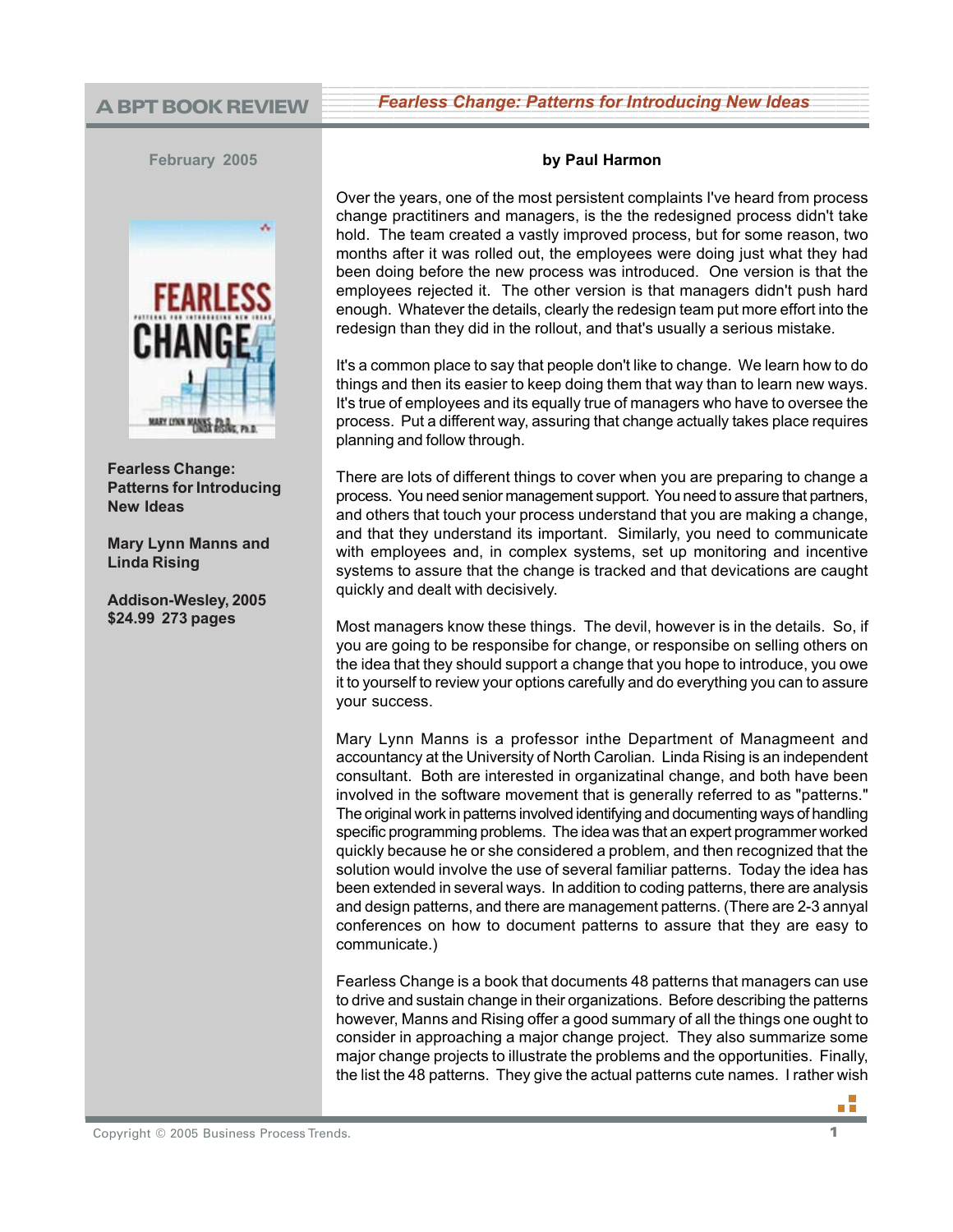# A BPT BOOK REVIEW

## *Fearless Change: Patterns for Introducing New Ideas*

February 2005

**Fearless Change: Patterns for Introducing New Ideas**

**Mary Lynn Manns and Linda Rising**

**Addison-Wesley, 2005**
**$24.99 273 pages**

**by Paul Harmon**

Over the years, one of the most persistent complaints I've heard from process change practitiners and managers, is the the redesigned process didn't take hold. The team created a vastly improved process, but for some reason, two months after it was rolled out, the employees were doing just what they had been doing before the new process was introduced. One version is that the employees rejected it. The other version is that managers didn't push hard enough. Whatever the details, clearly the redesign team put more effort into the redesign than they did in the rollout, and that's usually a serious mistake.

It's a common place to say that people don't like to change. We learn how to do things and then its easier to keep doing them that way than to learn new ways. It's true of employees and its equally true of managers who have to oversee the process. Put a different way, assuring that change actually takes place requires planning and follow through.

There are lots of different things to cover when you are preparing to change a process. You need senior management support. You need to assure that partners, and others that touch your process understand that you are making a change, and that they understand its important. Similarly, you need to communicate with employees and, in complex systems, set up monitoring and incentive systems to assure that the change is tracked and that devications are caught quickly and dealt with decisively.

Most managers know these things. The devil, however is in the details. So, if you are going to be responsibe for change, or responsibe on selling others on the idea that they should support a change that you hope to introduce, you owe it to yourself to review your options carefully and do everything you can to assure your success.

Mary Lynn Manns is a professor inthe Department of Managmeent and accountancy at the University of North Carolian. Linda Rising is an independent consultant. Both are interested in organizatinal change, and both have been involved in the software movement that is generally referred to as "patterns." The original work in patterns involved identifying and documenting ways of handling specific programming problems. The idea was that an expert programmer worked quickly because he or she considered a problem, and then recognized that the solution would involve the use of several familiar patterns. Today the idea has been extended in several ways. In addition to coding patterns, there are analysis and design patterns, and there are management patterns. (There are 2-3 annyal conferences on how to document patterns to assure that they are easy to communicate.)

Fearless Change is a book that documents 48 patterns that managers can use to drive and sustain change in their organizations. Before describing the patterns however, Manns and Rising offer a good summary of all the things one ought to consider in approaching a major change project. They also summarize some major change projects to illustrate the problems and the opportunities. Finally, the list the 48 patterns. They give the actual patterns cute names. I rather wish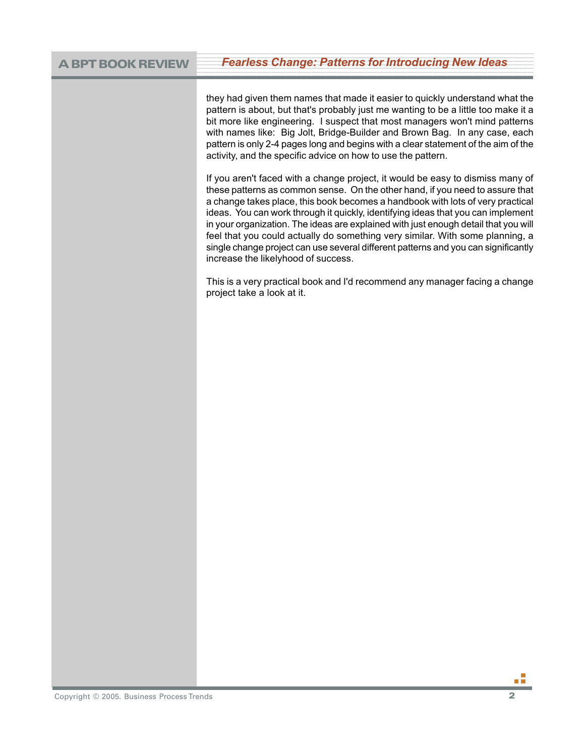they had given them names that made it easier to quickly understand what the pattern is about, but that's probably just me wanting to be a little too make it a bit more like engineering. I suspect that most managers won't mind patterns with names like: Big Jolt, Bridge-Builder and Brown Bag. In any case, each pattern is only 2-4 pages long and begins with a clear statement of the aim of the activity, and the specific advice on how to use the pattern.

If you aren't faced with a change project, it would be easy to dismiss many of these patterns as common sense. On the other hand, if you need to assure that a change takes place, this book becomes a handbook with lots of very practical ideas. You can work through it quickly, identifying ideas that you can implement in your organization. The ideas are explained with just enough detail that you will feel that you could actually do something very similar. With some planning, a single change project can use several different patterns and you can significantly increase the likelihood of success.

This is a very practical book and I'd recommend any manager facing a change project take a look at it.